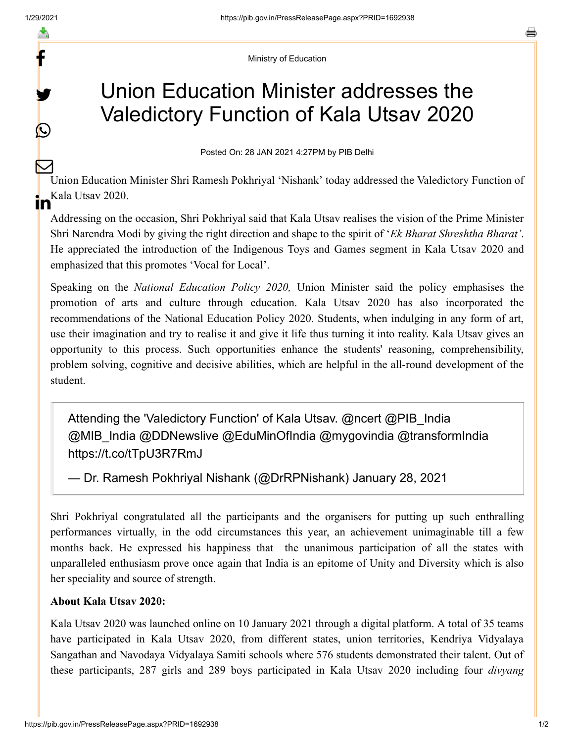Ministry of Education

# Union Education Minister addresses the Valedictory Function of Kala Utsav 2020

Posted On: 28 JAN 2021 4:27PM by PIB Delhi

Union Education Minister Shri Ramesh Pokhriyal 'Nishank' today addressed the Valedictory Function of Kala Utsav 2020.

Addressing on the occasion, Shri Pokhriyal said that Kala Utsav realises the vision of the Prime Minister Shri Narendra Modi by giving the right direction and shape to the spirit of '*Ek Bharat Shreshtha Bharat'*. He appreciated the introduction of the Indigenous Toys and Games segment in Kala Utsav 2020 and emphasized that this promotes 'Vocal for Local'.

Speaking on the *National Education Policy 2020,* Union Minister said the policy emphasises the promotion of arts and culture through education. Kala Utsav 2020 has also incorporated the recommendations of the National Education Policy 2020. Students, when indulging in any form of art, use their imagination and try to realise it and give it life thus turning it into reality. Kala Utsav gives an opportunity to this process. Such opportunities enhance the students' reasoning, comprehensibility, problem solving, cognitive and decisive abilities, which are helpful in the all-round development of the student.

> Attending the 'Valedictory Function' of Kala Utsav. @ncert @PIB_India @MIB_India @DDNewslive @EduMinOfIndia @mygovindia @transformIndia https://t.co/tTpU3R7RmJ
>
> — Dr. Ramesh Pokhriyal Nishank (@DrRPNishank) January 28, 2021

Shri Pokhriyal congratulated all the participants and the organisers for putting up such enthralling performances virtually, in the odd circumstances this year, an achievement unimaginable till a few months back. He expressed his happiness that the unanimous participation of all the states with unparalleled enthusiasm prove once again that India is an epitome of Unity and Diversity which is also her speciality and source of strength.

**About Kala Utsav 2020:**

Kala Utsav 2020 was launched online on 10 January 2021 through a digital platform. A total of 35 teams have participated in Kala Utsav 2020, from different states, union territories, Kendriya Vidyalaya Sangathan and Navodaya Vidyalaya Samiti schools where 576 students demonstrated their talent. Out of these participants, 287 girls and 289 boys participated in Kala Utsav 2020 including four *divyang*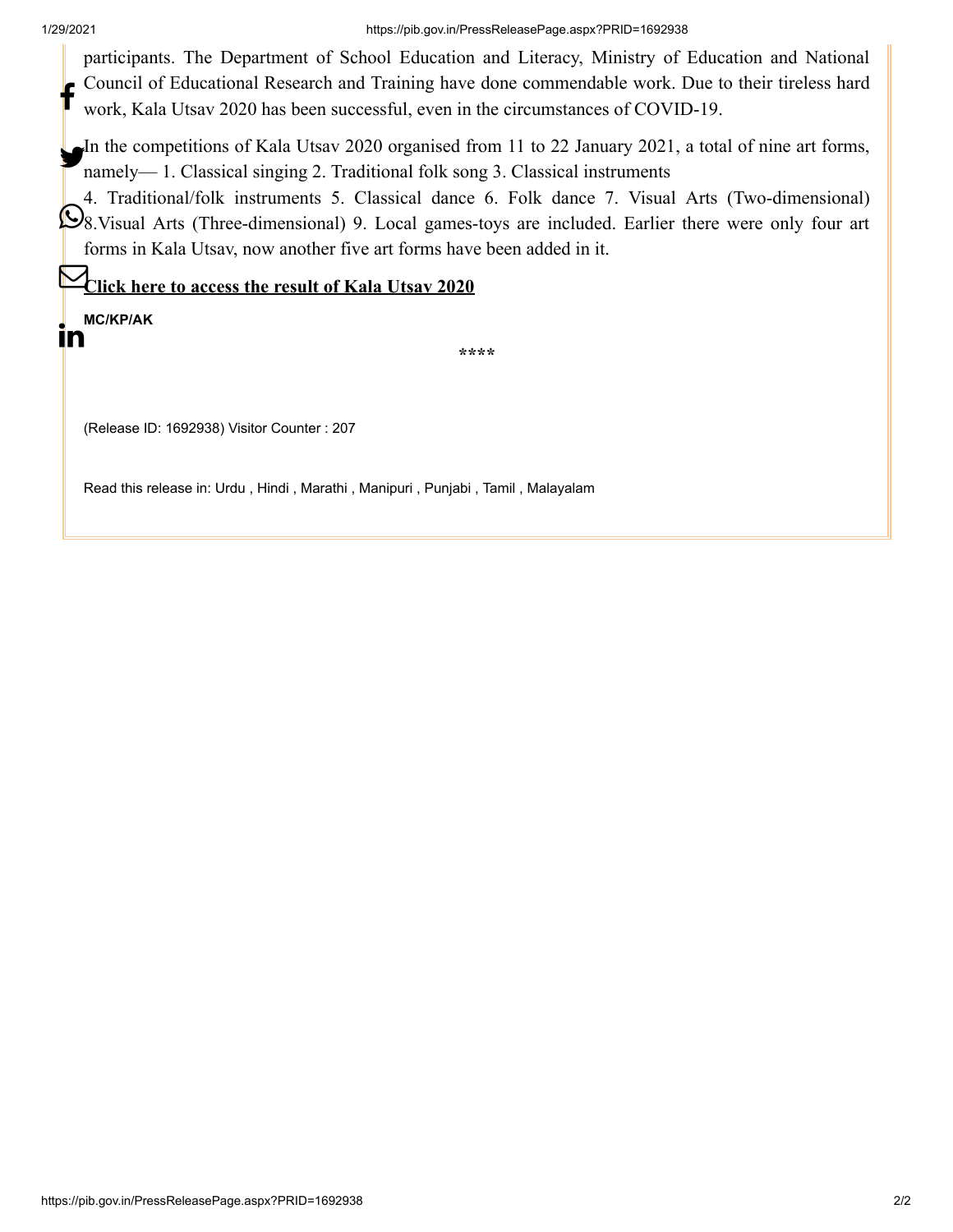participants. The Department of School Education and Literacy, Ministry of Education and National Council of Educational Research and Training have done commendable work. Due to their tireless hard work, Kala Utsav 2020 has been successful, even in the circumstances of COVID-19.

In the competitions of Kala Utsav 2020 organised from 11 to 22 January 2021, a total of nine art forms, namely— 1. Classical singing 2. Traditional folk song 3. Classical instruments
4. Traditional/folk instruments 5. Classical dance 6. Folk dance 7. Visual Arts (Two-dimensional) 8.Visual Arts (Three-dimensional) 9. Local games-toys are included. Earlier there were only four art forms in Kala Utsav, now another five art forms have been added in it.

**Click here to access the result of Kala Utsav 2020**

**MC/KP/AK**

****

(Release ID: 1692938) Visitor Counter : 207

Read this release in: Urdu , Hindi , Marathi , Manipuri , Punjabi , Tamil , Malayalam